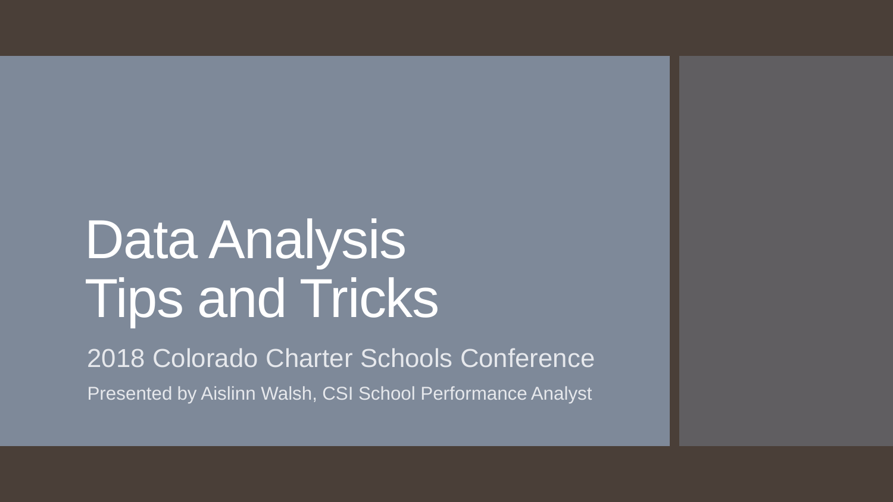# Data Analysis Tips and Tricks

2018 Colorado Charter Schools Conference

Presented by Aislinn Walsh, CSI School Performance Analyst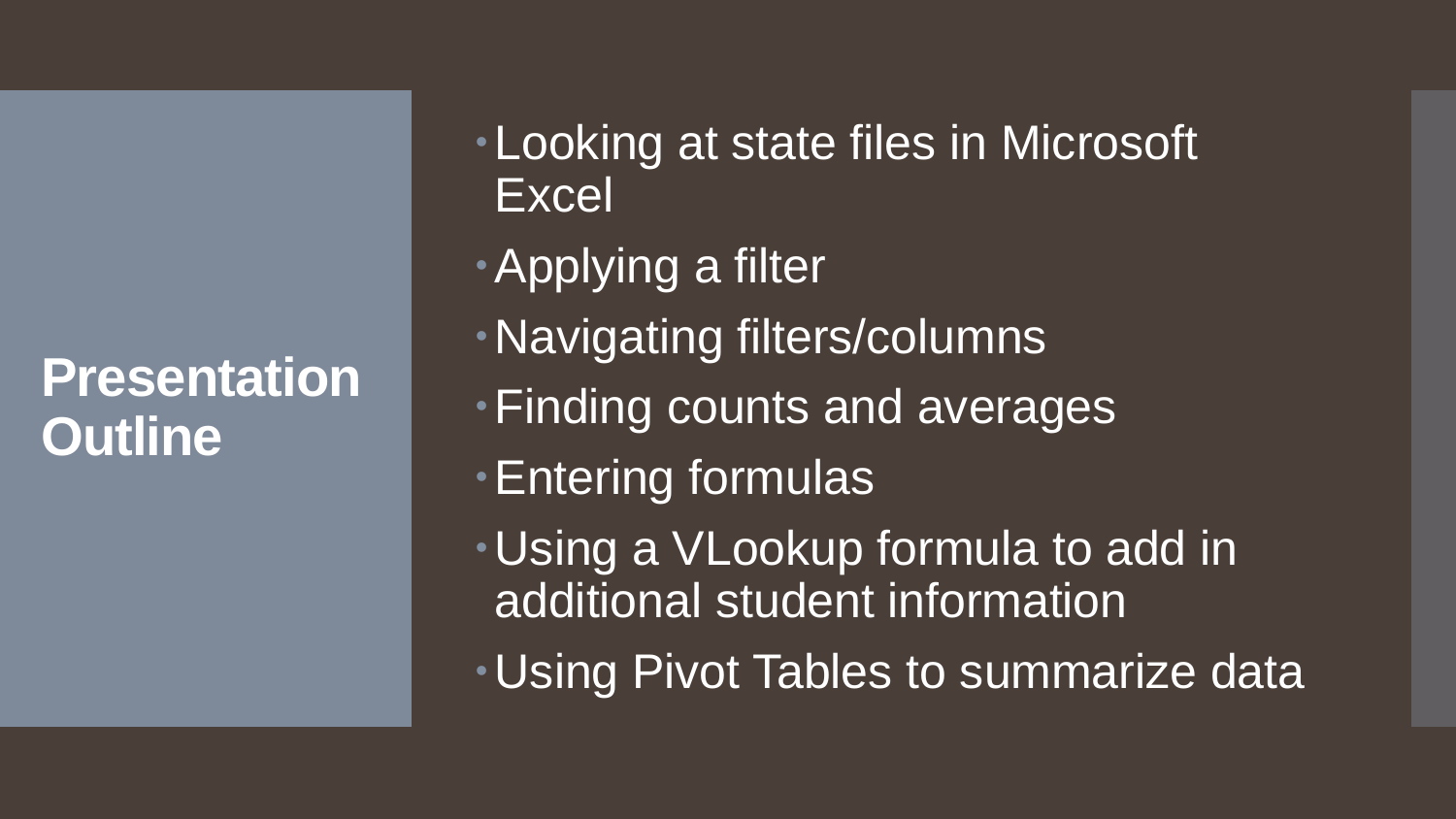# Presentation Outline

- Looking at state files in Microsoft Excel
- Applying a filter
- Navigating filters/columns
- Finding counts and averages
- Entering formulas
- Using a VLookup formula to add in additional student information
- Using Pivot Tables to summarize data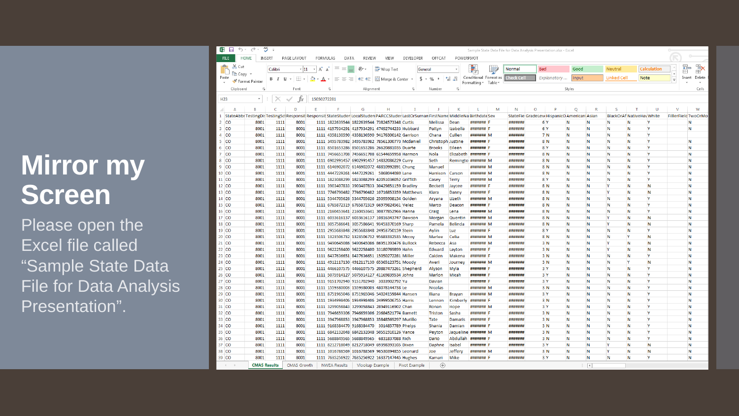# Mirror my Screen

Please open the Excel file called "Sample State Data File for Data Analysis Presentation".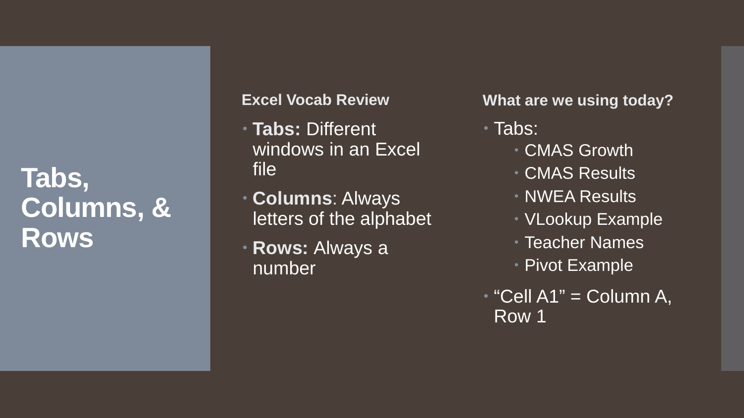# Tabs, Columns, & Rows

### Excel Vocab Review

- **Tabs:** Different windows in an Excel file
- **Columns**: Always letters of the alphabet
- **Rows:** Always a number

### What are we using today?

- Tabs:
  - CMAS Growth
  - CMAS Results
  - NWEA Results
  - VLookup Example
  - Teacher Names
  - Pivot Example
- “Cell A1” = Column A, Row 1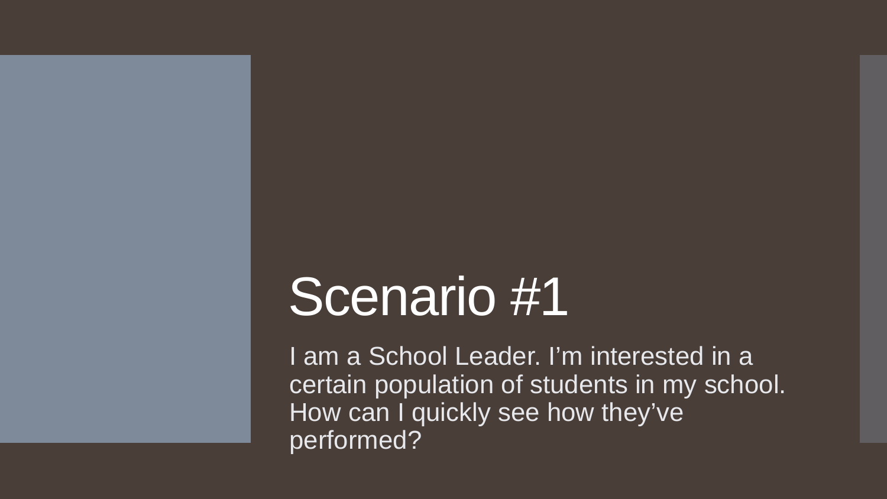# Scenario #1

I am a School Leader. I’m interested in a certain population of students in my school. How can I quickly see how they’ve performed?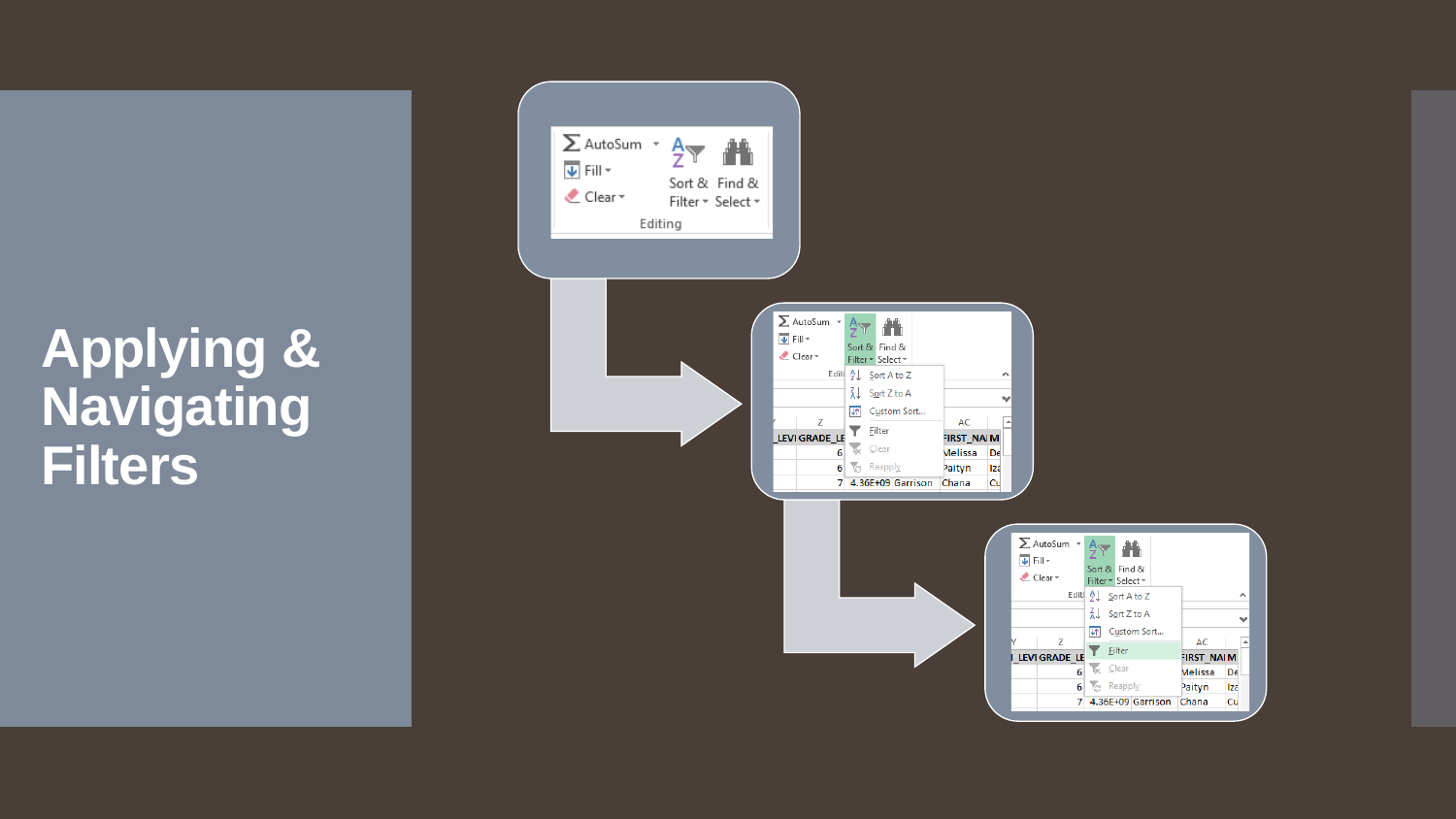# Applying & Navigating Filters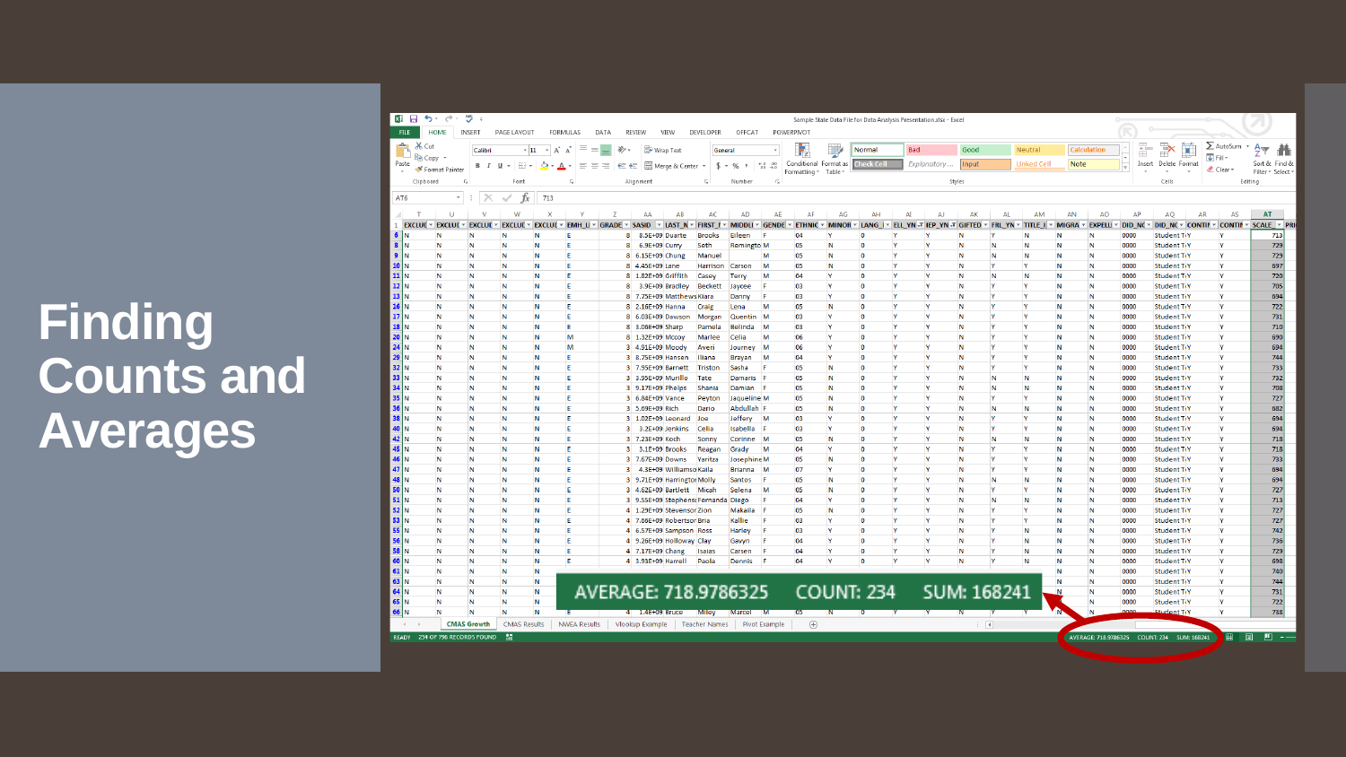# Finding Counts and Averages

AVERAGE: 718.9786325 COUNT: 234 SUM: 168241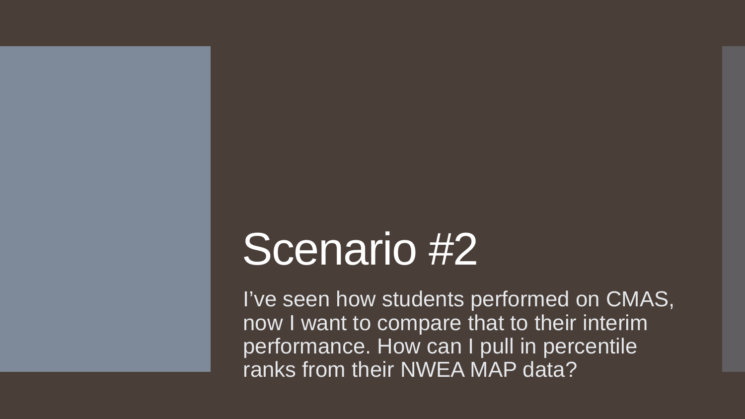# Scenario #2

I've seen how students performed on CMAS, now I want to compare that to their interim performance. How can I pull in percentile ranks from their NWEA MAP data?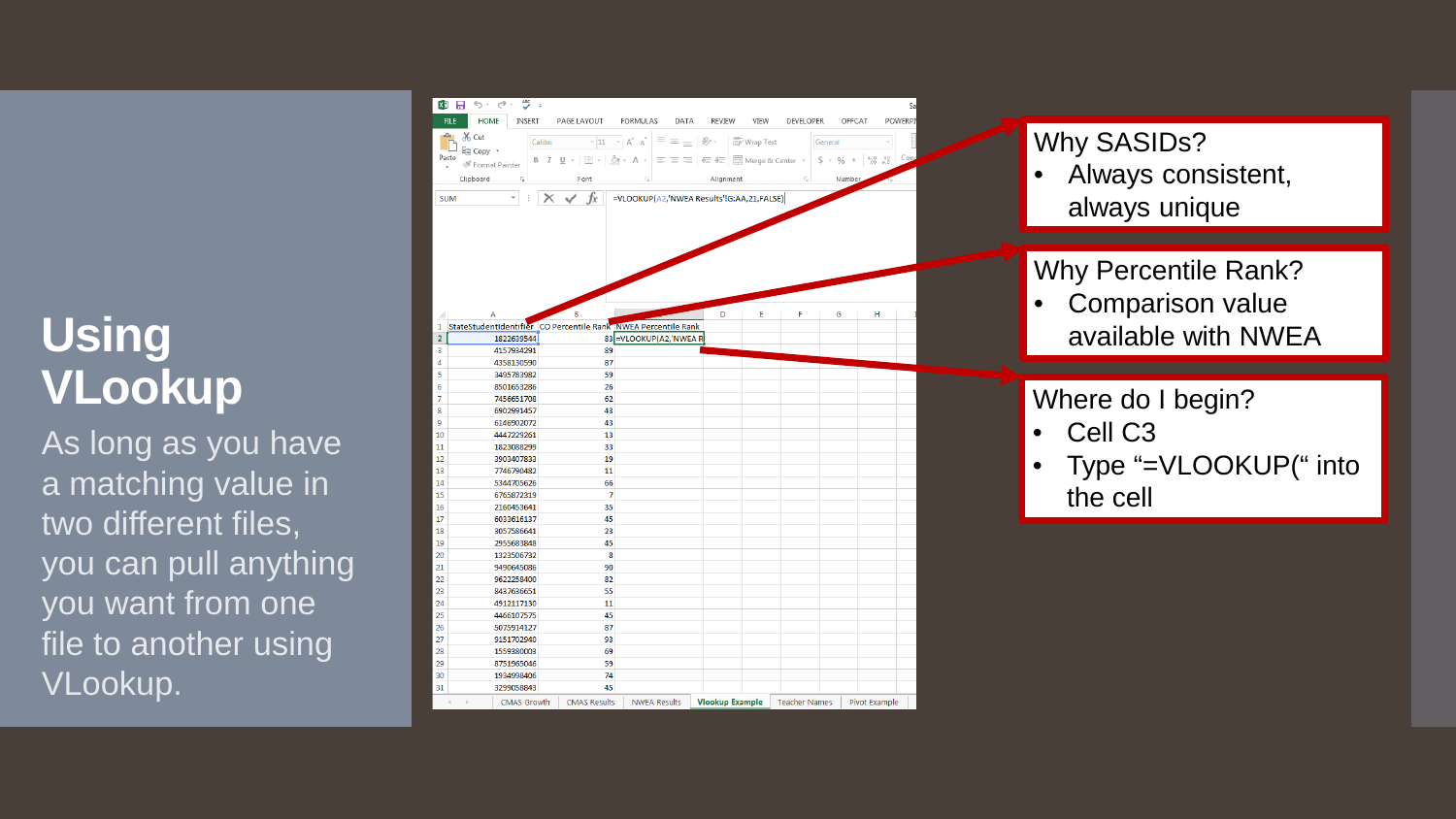# Using VLookup

As long as you have a matching value in two different files, you can pull anything you want from one file to another using VLookup.

Why SASIDs?

- Always consistent, always unique

Why Percentile Rank?

- Comparison value available with NWEA

Where do I begin?

- Cell C3
- Type "=VLOOKUP(" into the cell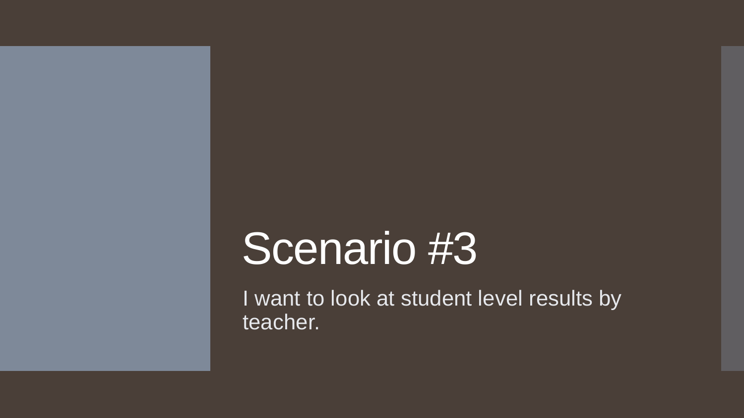# Scenario #3

I want to look at student level results by teacher.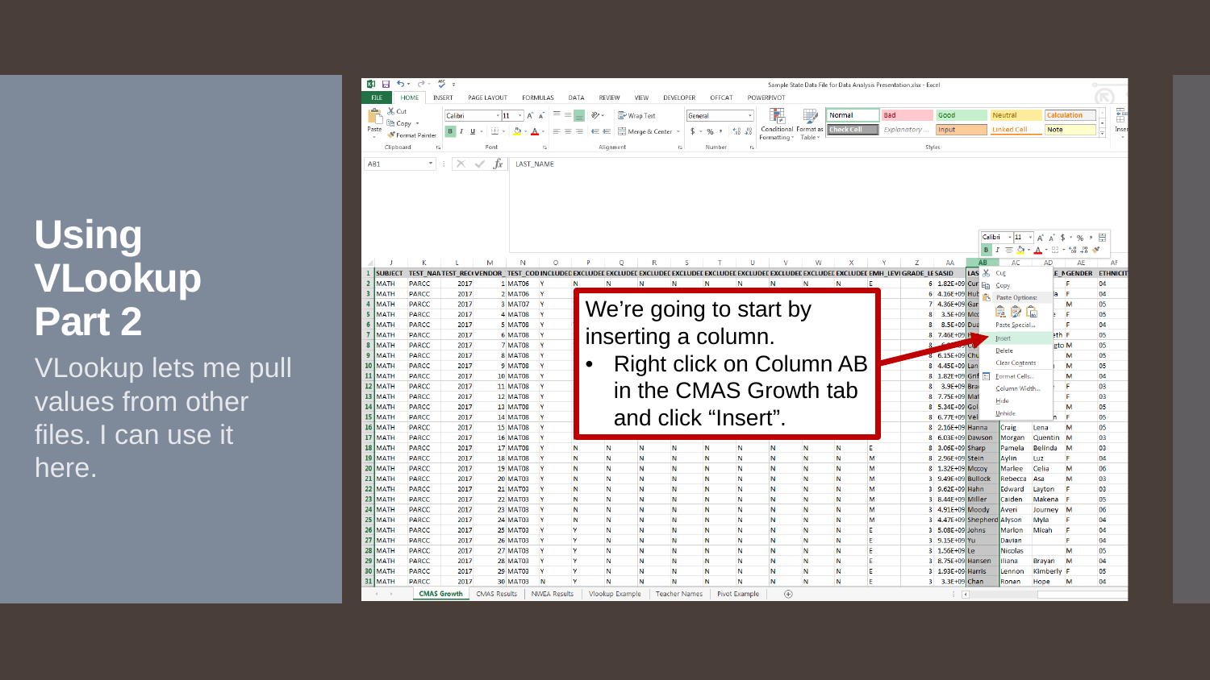# Using VLookup Part 2

VLookup lets me pull values from other files. I can use it here.

We're going to start by inserting a column.

- Right click on Column AB in the CMAS Growth tab and click "Insert".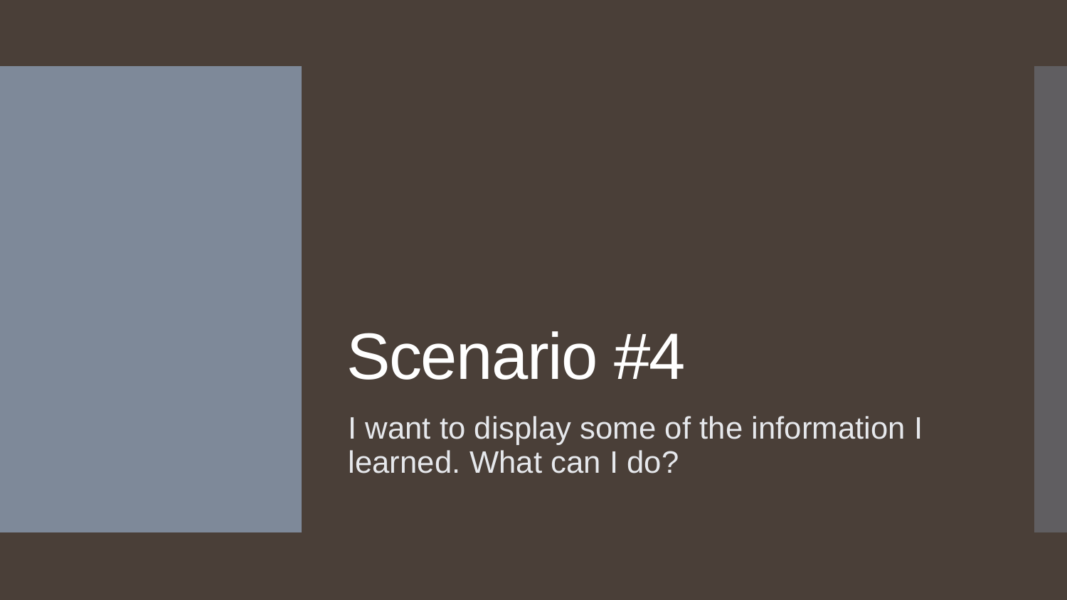# Scenario #4

I want to display some of the information I learned. What can I do?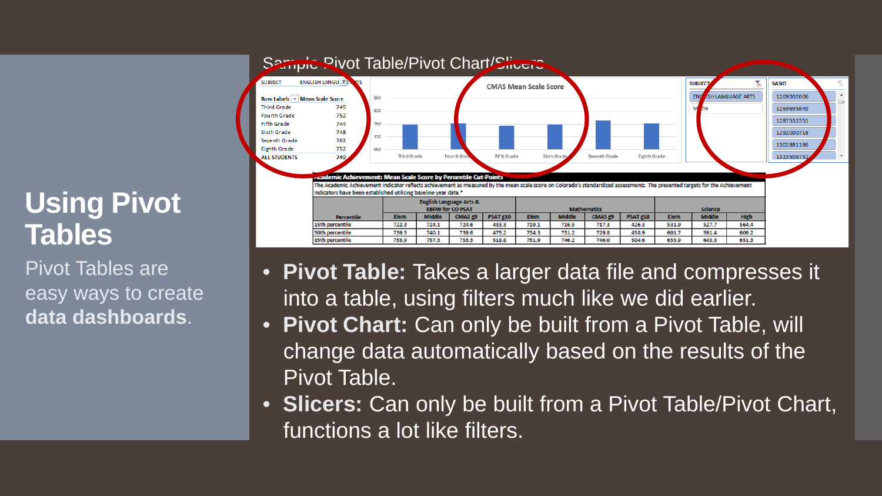# Using Pivot Tables

Pivot Tables are easy ways to create **data dashboards**.

Sample Pivot Table/Pivot Chart/Slicers

| SUBJECT | ENGLISH LANGUAGE ARTS |
|---|---|
| **Row Labels** | **Mean Scale Score** |
| Third Grade | 749 |
| Fourth Grade | 752 |
| Fifth Grade | 744 |
| Sixth Grade | 748 |
| Seventh Grade | 762 |
| Eighth Grade | 752 |
| ALL STUDENTS | 749 |

CMAS Mean Scale Score

SUBJECT: ENGLISH LANGUAGE ARTS, MATH

SASID: 1209302606, 1269695849, 1287532351, 1292000718, 1302881186, 1323506732

**Academic Achievement: Mean Scale Score by Percentile Cut-Points**

The Academic Achievement indicator reflects achievement as measured by the mean scale score on Colorado's standardized assessments. The presented targets for the Achievement indicators have been established utilizing baseline year data.*

| Percentile | English Language Arts & EBRW for CO PSAT | | | | Mathematics | | | | Science | | |
|---|---|---|---|---|---|---|---|---|---|---|---|
| | Elem | Middle | CMAS g9 | PSAT g10 | Elem | Middle | CMAS g9 | PSAT g10 | Elem | Middle | High |
| 15th percentile | 722.3 | 724.1 | 724.6 | 433.3 | 719.1 | 716.5 | 717.3 | 426.3 | 531.9 | 527.7 | 564.4 |
| 50th percentile | 739.5 | 740.1 | 739.6 | 475.2 | 734.3 | 731.2 | 729.8 | 458.9 | 601.7 | 591.4 | 609.2 |
| 85th percentile | 755.9 | 757.3 | 753.3 | 518.8 | 751.9 | 746.2 | 746.0 | 504.6 | 655.9 | 643.3 | 651.3 |

- **Pivot Table:** Takes a larger data file and compresses it into a table, using filters much like we did earlier.
- **Pivot Chart:** Can only be built from a Pivot Table, will change data automatically based on the results of the Pivot Table.
- **Slicers:** Can only be built from a Pivot Table/Pivot Chart, functions a lot like filters.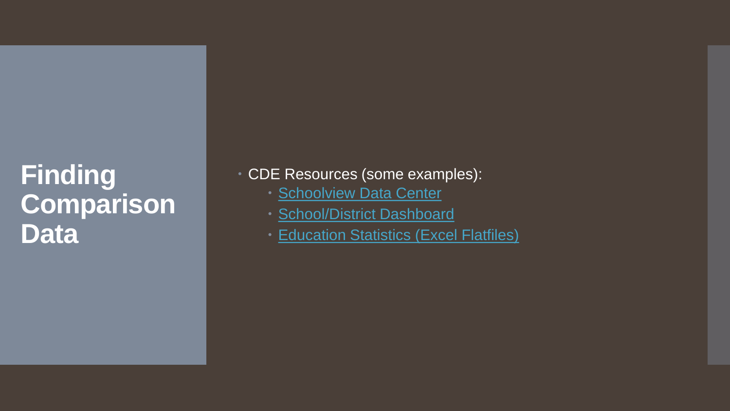# Finding Comparison Data

- CDE Resources (some examples):
  - Schoolview Data Center
  - School/District Dashboard
  - Education Statistics (Excel Flatfiles)